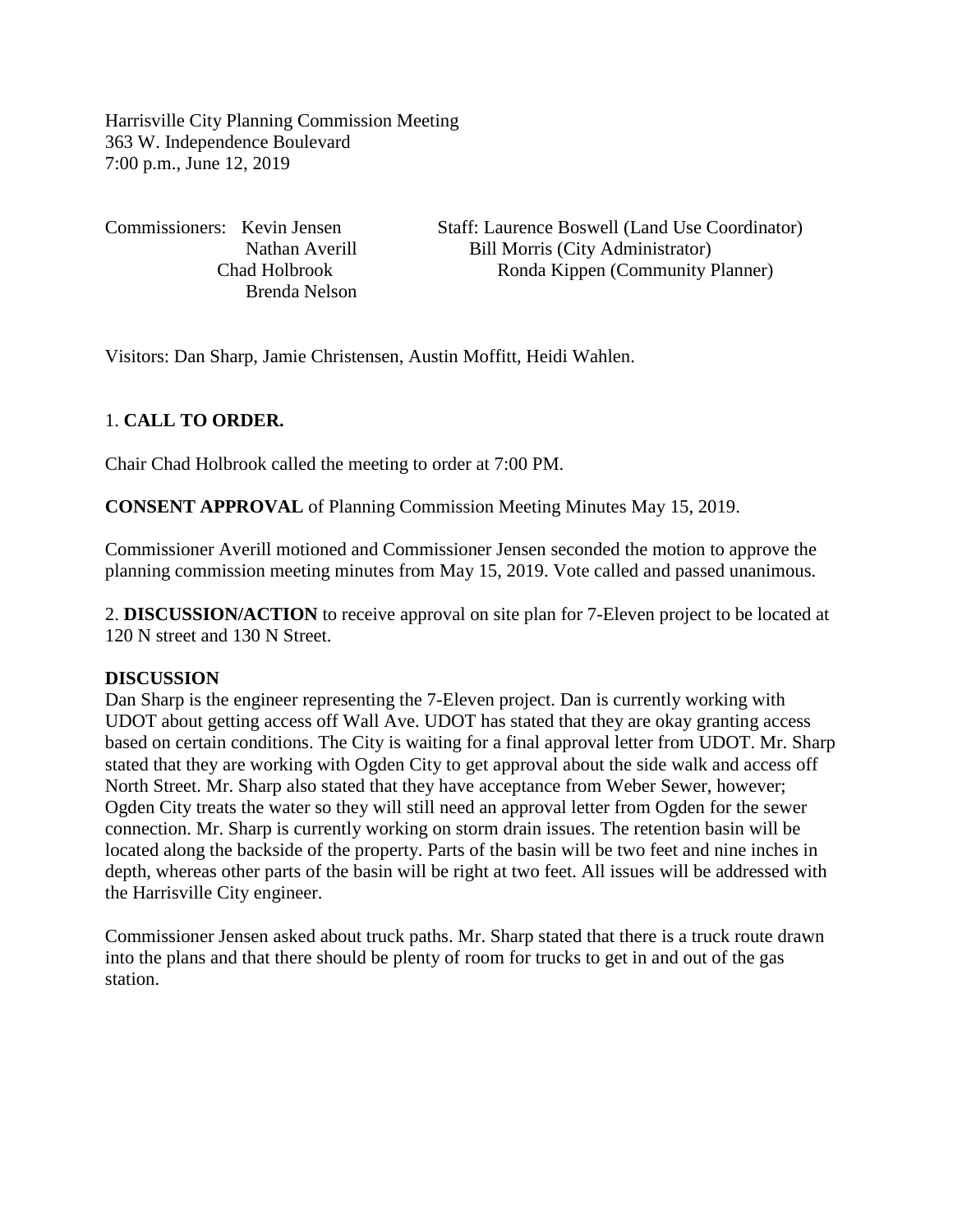Harrisville City Planning Commission Meeting
363 W. Independence Boulevard
7:00 p.m., June 12, 2019

Commissioners: Kevin Jensen
Nathan Averill
Chad Holbrook
Brenda Nelson

Staff: Laurence Boswell (Land Use Coordinator)
Bill Morris (City Administrator)
Ronda Kippen (Community Planner)

Visitors: Dan Sharp, Jamie Christensen, Austin Moffitt, Heidi Wahlen.

1. **CALL TO ORDER.**

Chair Chad Holbrook called the meeting to order at 7:00 PM.

**CONSENT APPROVAL** of Planning Commission Meeting Minutes May 15, 2019.

Commissioner Averill motioned and Commissioner Jensen seconded the motion to approve the planning commission meeting minutes from May 15, 2019. Vote called and passed unanimous.

2. **DISCUSSION/ACTION** to receive approval on site plan for 7-Eleven project to be located at 120 N street and 130 N Street.

**DISCUSSION**

Dan Sharp is the engineer representing the 7-Eleven project. Dan is currently working with UDOT about getting access off Wall Ave. UDOT has stated that they are okay granting access based on certain conditions. The City is waiting for a final approval letter from UDOT. Mr. Sharp stated that they are working with Ogden City to get approval about the side walk and access off North Street. Mr. Sharp also stated that they have acceptance from Weber Sewer, however; Ogden City treats the water so they will still need an approval letter from Ogden for the sewer connection. Mr. Sharp is currently working on storm drain issues. The retention basin will be located along the backside of the property. Parts of the basin will be two feet and nine inches in depth, whereas other parts of the basin will be right at two feet. All issues will be addressed with the Harrisville City engineer.

Commissioner Jensen asked about truck paths. Mr. Sharp stated that there is a truck route drawn into the plans and that there should be plenty of room for trucks to get in and out of the gas station.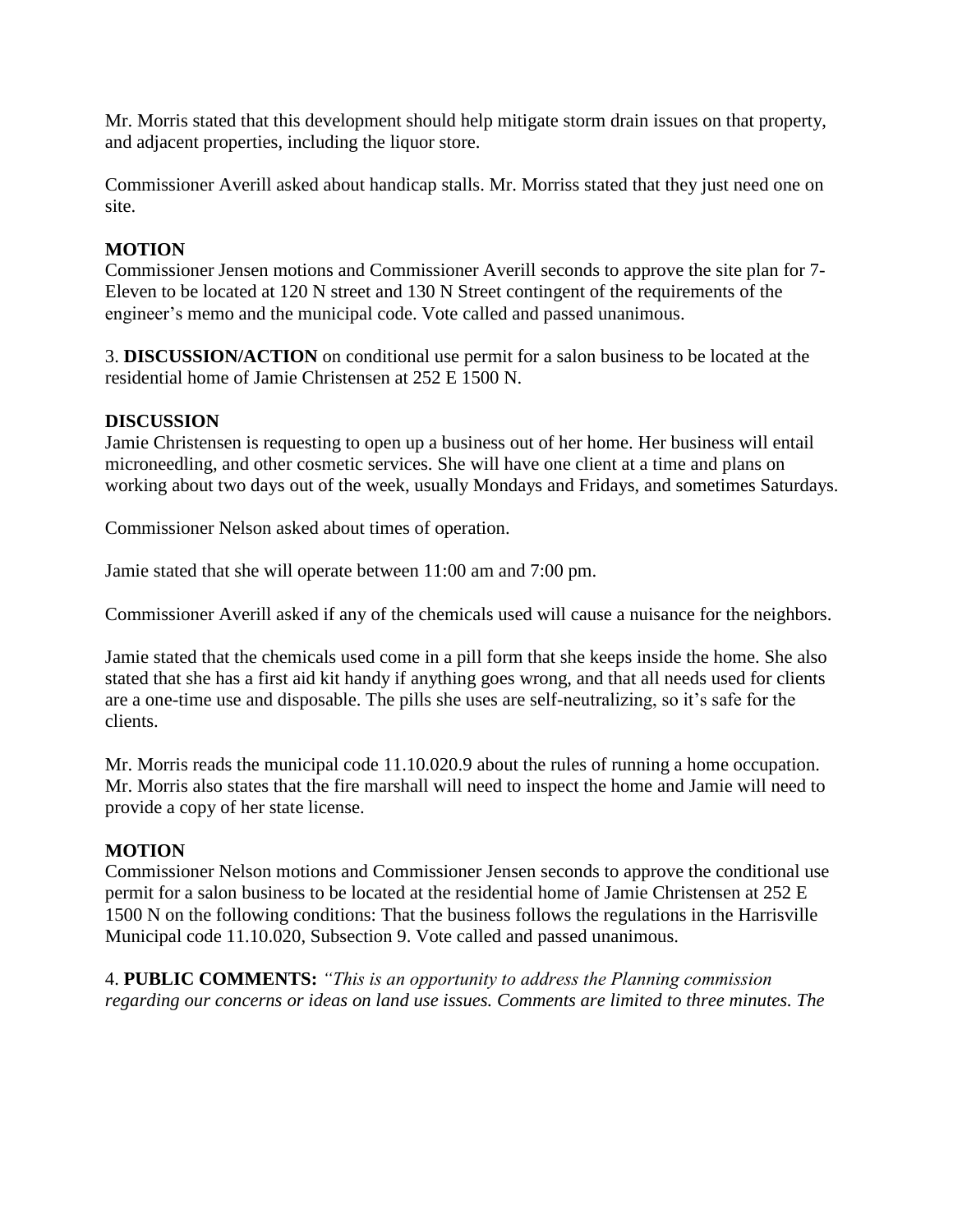Mr. Morris stated that this development should help mitigate storm drain issues on that property, and adjacent properties, including the liquor store.

Commissioner Averill asked about handicap stalls. Mr. Morriss stated that they just need one on site.

**MOTION**
Commissioner Jensen motions and Commissioner Averill seconds to approve the site plan for 7-Eleven to be located at 120 N street and 130 N Street contingent of the requirements of the engineer's memo and the municipal code. Vote called and passed unanimous.

3. **DISCUSSION/ACTION** on conditional use permit for a salon business to be located at the residential home of Jamie Christensen at 252 E 1500 N.

**DISCUSSION**
Jamie Christensen is requesting to open up a business out of her home. Her business will entail microneedling, and other cosmetic services. She will have one client at a time and plans on working about two days out of the week, usually Mondays and Fridays, and sometimes Saturdays.

Commissioner Nelson asked about times of operation.

Jamie stated that she will operate between 11:00 am and 7:00 pm.

Commissioner Averill asked if any of the chemicals used will cause a nuisance for the neighbors.

Jamie stated that the chemicals used come in a pill form that she keeps inside the home. She also stated that she has a first aid kit handy if anything goes wrong, and that all needs used for clients are a one-time use and disposable. The pills she uses are self-neutralizing, so it's safe for the clients.

Mr. Morris reads the municipal code 11.10.020.9 about the rules of running a home occupation. Mr. Morris also states that the fire marshall will need to inspect the home and Jamie will need to provide a copy of her state license.

**MOTION**
Commissioner Nelson motions and Commissioner Jensen seconds to approve the conditional use permit for a salon business to be located at the residential home of Jamie Christensen at 252 E 1500 N on the following conditions: That the business follows the regulations in the Harrisville Municipal code 11.10.020, Subsection 9. Vote called and passed unanimous.

4. **PUBLIC COMMENTS:** *"This is an opportunity to address the Planning commission regarding our concerns or ideas on land use issues. Comments are limited to three minutes. The*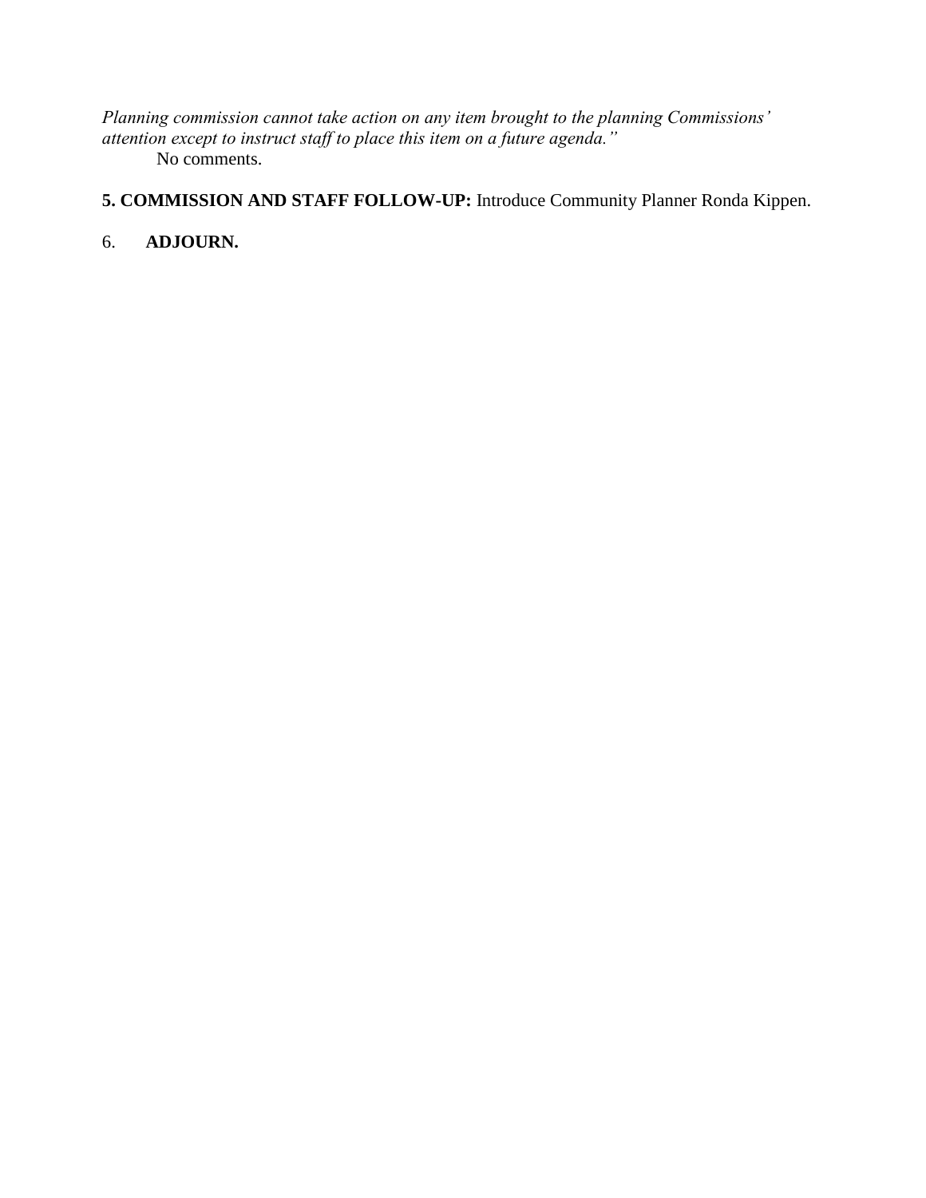*Planning commission cannot take action on any item brought to the planning Commissions' attention except to instruct staff to place this item on a future agenda."*

No comments.

**5. COMMISSION AND STAFF FOLLOW-UP:** Introduce Community Planner Ronda Kippen.

6. **ADJOURN.**